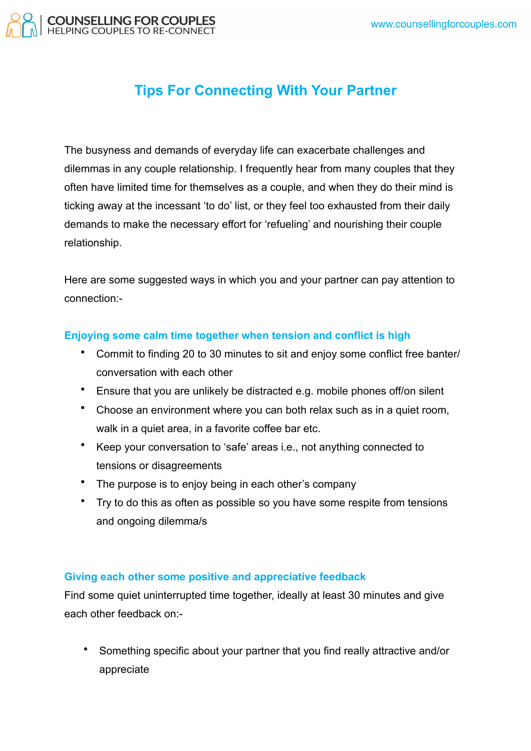# Tips For Connecting With Your Partner

The busyness and demands of everyday life can exacerbate challenges and dilemmas in any couple relationship. I frequently hear from many couples that they often have limited time for themselves as a couple, and when they do their mind is ticking away at the incessant 'to do' list, or they feel too exhausted from their daily demands to make the necessary effort for 'refueling' and nourishing their couple relationship.

Here are some suggested ways in which you and your partner can pay attention to connection:-

### Enjoying some calm time together when tension and conflict is high

- Commit to finding 20 to 30 minutes to sit and enjoy some conflict free banter/ conversation with each other
- Ensure that you are unlikely be distracted e.g. mobile phones off/on silent
- Choose an environment where you can both relax such as in a quiet room, walk in a quiet area, in a favorite coffee bar etc.
- Keep your conversation to 'safe' areas i.e., not anything connected to tensions or disagreements
- The purpose is to enjoy being in each other's company
- Try to do this as often as possible so you have some respite from tensions and ongoing dilemma/s

### Giving each other some positive and appreciative feedback

Find some quiet uninterrupted time together, ideally at least 30 minutes and give each other feedback on:-

- Something specific about your partner that you find really attractive and/or appreciate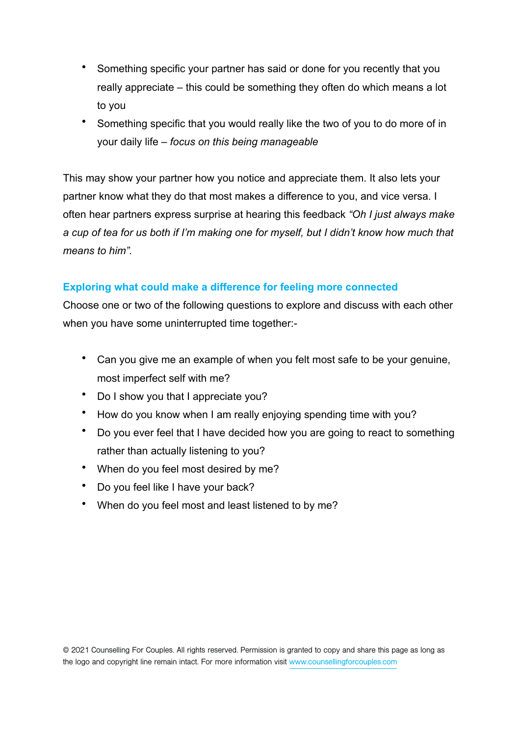- Something specific your partner has said or done for you recently that you really appreciate – this could be something they often do which means a lot to you
- Something specific that you would really like the two of you to do more of in your daily life – *focus on this being manageable*

This may show your partner how you notice and appreciate them. It also lets your partner know what they do that most makes a difference to you, and vice versa. I often hear partners express surprise at hearing this feedback *"Oh I just always make a cup of tea for us both if I'm making one for myself, but I didn't know how much that means to him".*

## Exploring what could make a difference for feeling more connected

Choose one or two of the following questions to explore and discuss with each other when you have some uninterrupted time together:-

- Can you give me an example of when you felt most safe to be your genuine, most imperfect self with me?
- Do I show you that I appreciate you?
- How do you know when I am really enjoying spending time with you?
- Do you ever feel that I have decided how you are going to react to something rather than actually listening to you?
- When do you feel most desired by me?
- Do you feel like I have your back?
- When do you feel most and least listened to by me?

© 2021 Counselling For Couples. All rights reserved. Permission is granted to copy and share this page as long as the logo and copyright line remain intact. For more information visit www.counsellingforcouples.com